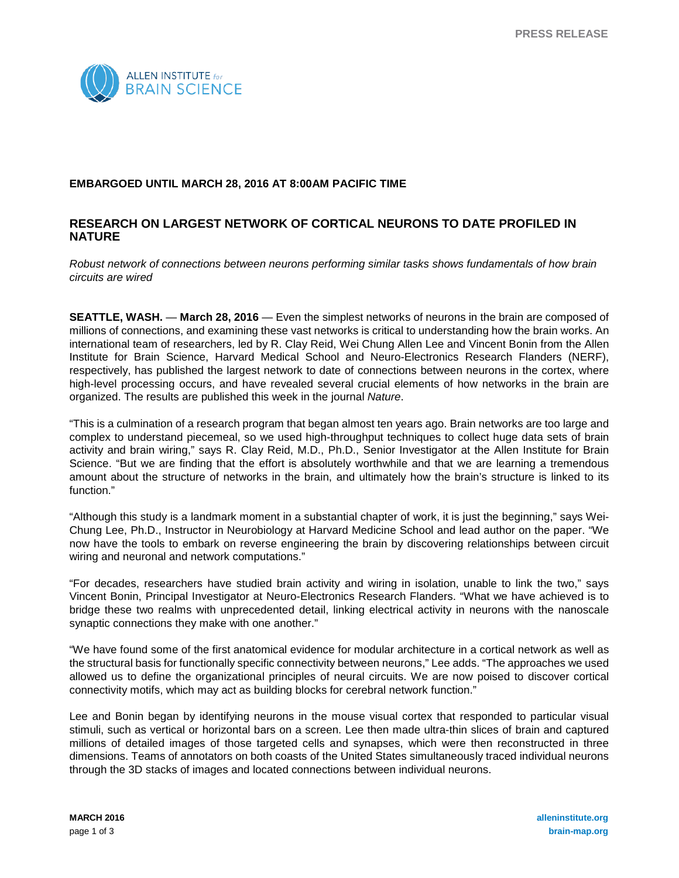PRESS RELEASE

ALLEN INSTITUTE *for* BRAIN SCIENCE

**EMBARGOED UNTIL MARCH 28, 2016 AT 8:00AM PACIFIC TIME**

## RESEARCH ON LARGEST NETWORK OF CORTICAL NEURONS TO DATE PROFILED IN NATURE

*Robust network of connections between neurons performing similar tasks shows fundamentals of how brain circuits are wired*

**SEATTLE, WASH.** — **March 28, 2016** — Even the simplest networks of neurons in the brain are composed of millions of connections, and examining these vast networks is critical to understanding how the brain works. An international team of researchers, led by R. Clay Reid, Wei Chung Allen Lee and Vincent Bonin from the Allen Institute for Brain Science, Harvard Medical School and Neuro-Electronics Research Flanders (NERF), respectively, has published the largest network to date of connections between neurons in the cortex, where high-level processing occurs, and have revealed several crucial elements of how networks in the brain are organized. The results are published this week in the journal *Nature*.

"This is a culmination of a research program that began almost ten years ago. Brain networks are too large and complex to understand piecemeal, so we used high-throughput techniques to collect huge data sets of brain activity and brain wiring," says R. Clay Reid, M.D., Ph.D., Senior Investigator at the Allen Institute for Brain Science. "But we are finding that the effort is absolutely worthwhile and that we are learning a tremendous amount about the structure of networks in the brain, and ultimately how the brain's structure is linked to its function."

"Although this study is a landmark moment in a substantial chapter of work, it is just the beginning," says Wei-Chung Lee, Ph.D., Instructor in Neurobiology at Harvard Medicine School and lead author on the paper. "We now have the tools to embark on reverse engineering the brain by discovering relationships between circuit wiring and neuronal and network computations."

"For decades, researchers have studied brain activity and wiring in isolation, unable to link the two," says Vincent Bonin, Principal Investigator at Neuro-Electronics Research Flanders. "What we have achieved is to bridge these two realms with unprecedented detail, linking electrical activity in neurons with the nanoscale synaptic connections they make with one another."

"We have found some of the first anatomical evidence for modular architecture in a cortical network as well as the structural basis for functionally specific connectivity between neurons," Lee adds. "The approaches we used allowed us to define the organizational principles of neural circuits. We are now poised to discover cortical connectivity motifs, which may act as building blocks for cerebral network function."

Lee and Bonin began by identifying neurons in the mouse visual cortex that responded to particular visual stimuli, such as vertical or horizontal bars on a screen. Lee then made ultra-thin slices of brain and captured millions of detailed images of those targeted cells and synapses, which were then reconstructed in three dimensions. Teams of annotators on both coasts of the United States simultaneously traced individual neurons through the 3D stacks of images and located connections between individual neurons.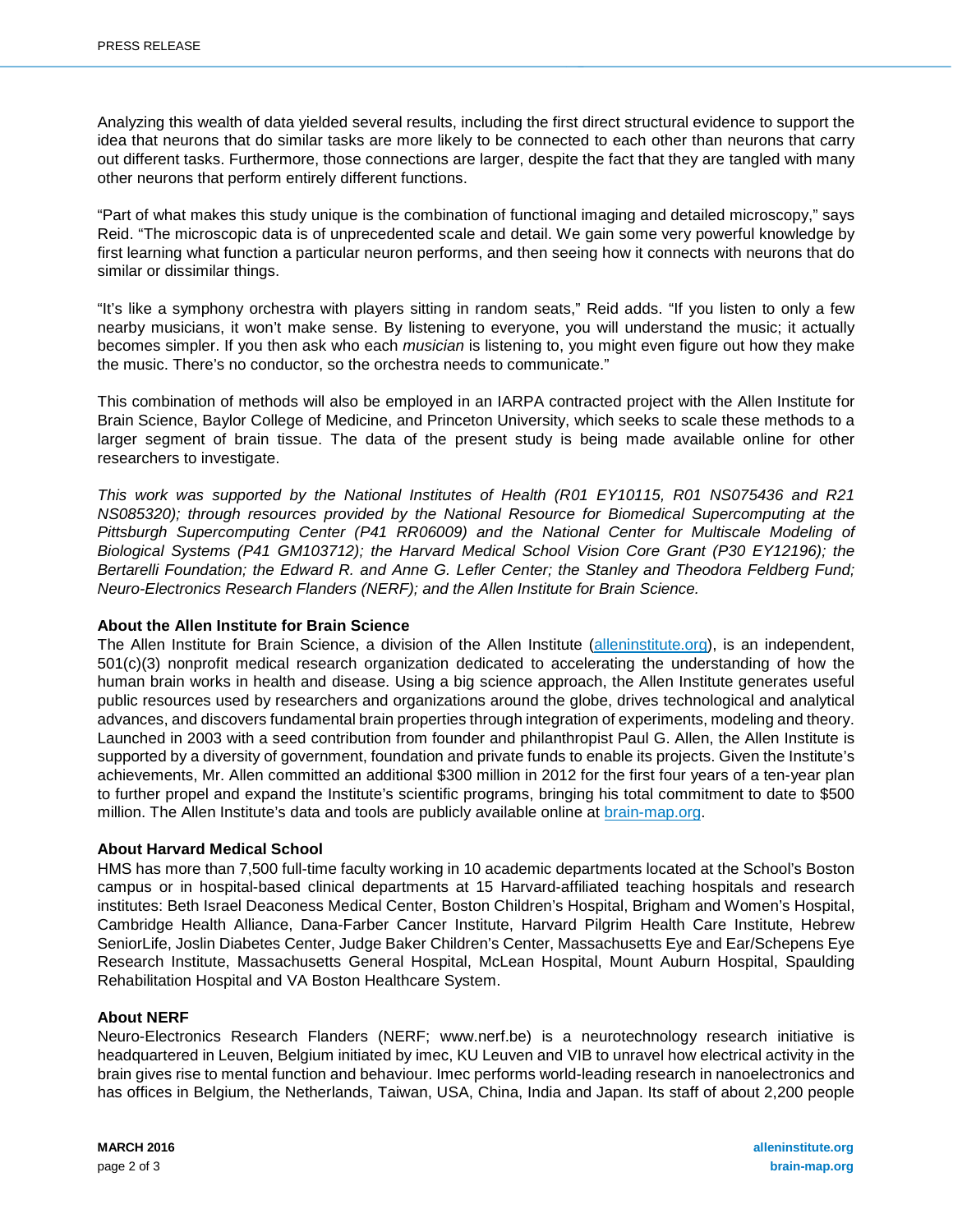Analyzing this wealth of data yielded several results, including the first direct structural evidence to support the idea that neurons that do similar tasks are more likely to be connected to each other than neurons that carry out different tasks. Furthermore, those connections are larger, despite the fact that they are tangled with many other neurons that perform entirely different functions.

"Part of what makes this study unique is the combination of functional imaging and detailed microscopy," says Reid. "The microscopic data is of unprecedented scale and detail. We gain some very powerful knowledge by first learning what function a particular neuron performs, and then seeing how it connects with neurons that do similar or dissimilar things.

"It's like a symphony orchestra with players sitting in random seats," Reid adds. "If you listen to only a few nearby musicians, it won't make sense. By listening to everyone, you will understand the music; it actually becomes simpler. If you then ask who each *musician* is listening to, you might even figure out how they make the music. There's no conductor, so the orchestra needs to communicate."

This combination of methods will also be employed in an IARPA contracted project with the Allen Institute for Brain Science, Baylor College of Medicine, and Princeton University, which seeks to scale these methods to a larger segment of brain tissue. The data of the present study is being made available online for other researchers to investigate.

*This work was supported by the National Institutes of Health (R01 EY10115, R01 NS075436 and R21 NS085320); through resources provided by the National Resource for Biomedical Supercomputing at the Pittsburgh Supercomputing Center (P41 RR06009) and the National Center for Multiscale Modeling of Biological Systems (P41 GM103712); the Harvard Medical School Vision Core Grant (P30 EY12196); the Bertarelli Foundation; the Edward R. and Anne G. Lefler Center; the Stanley and Theodora Feldberg Fund; Neuro-Electronics Research Flanders (NERF); and the Allen Institute for Brain Science.*

**About the Allen Institute for Brain Science**

The Allen Institute for Brain Science, a division of the Allen Institute ([alleninstitute.org](alleninstitute.org)), is an independent, 501(c)(3) nonprofit medical research organization dedicated to accelerating the understanding of how the human brain works in health and disease. Using a big science approach, the Allen Institute generates useful public resources used by researchers and organizations around the globe, drives technological and analytical advances, and discovers fundamental brain properties through integration of experiments, modeling and theory. Launched in 2003 with a seed contribution from founder and philanthropist Paul G. Allen, the Allen Institute is supported by a diversity of government, foundation and private funds to enable its projects. Given the Institute's achievements, Mr. Allen committed an additional $300 million in 2012 for the first four years of a ten-year plan to further propel and expand the Institute's scientific programs, bringing his total commitment to date to $500 million. The Allen Institute's data and tools are publicly available online at [brain-map.org](brain-map.org).

**About Harvard Medical School**

HMS has more than 7,500 full-time faculty working in 10 academic departments located at the School's Boston campus or in hospital-based clinical departments at 15 Harvard-affiliated teaching hospitals and research institutes: Beth Israel Deaconess Medical Center, Boston Children's Hospital, Brigham and Women's Hospital, Cambridge Health Alliance, Dana-Farber Cancer Institute, Harvard Pilgrim Health Care Institute, Hebrew SeniorLife, Joslin Diabetes Center, Judge Baker Children's Center, Massachusetts Eye and Ear/Schepens Eye Research Institute, Massachusetts General Hospital, McLean Hospital, Mount Auburn Hospital, Spaulding Rehabilitation Hospital and VA Boston Healthcare System.

**About NERF**

Neuro-Electronics Research Flanders (NERF; www.nerf.be) is a neurotechnology research initiative is headquartered in Leuven, Belgium initiated by imec, KU Leuven and VIB to unravel how electrical activity in the brain gives rise to mental function and behaviour. Imec performs world-leading research in nanoelectronics and has offices in Belgium, the Netherlands, Taiwan, USA, China, India and Japan. Its staff of about 2,200 people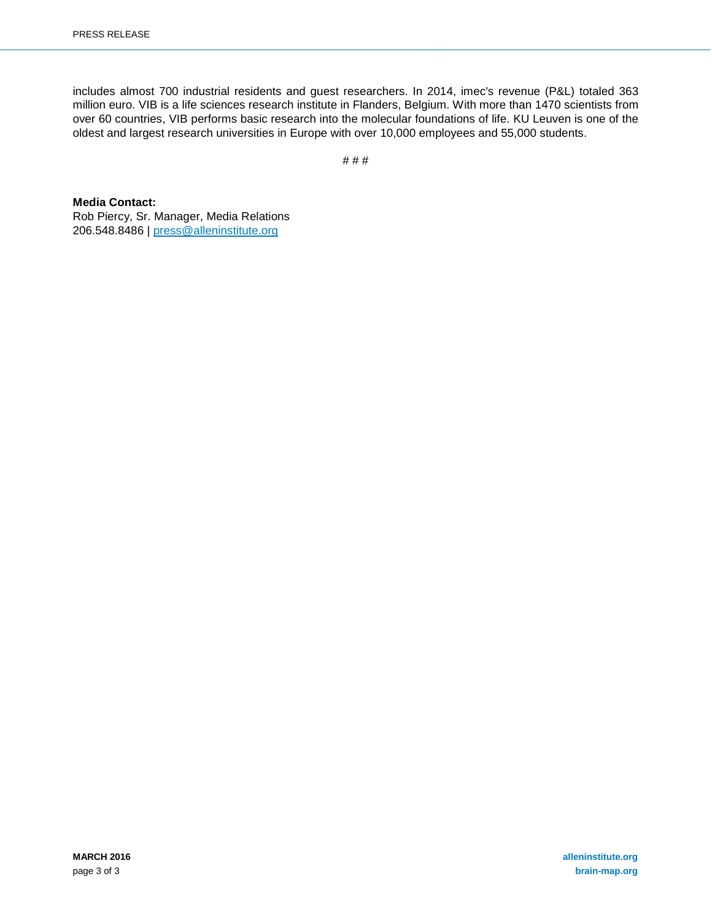includes almost 700 industrial residents and guest researchers. In 2014, imec's revenue (P&L) totaled 363 million euro. VIB is a life sciences research institute in Flanders, Belgium. With more than 1470 scientists from over 60 countries, VIB performs basic research into the molecular foundations of life. KU Leuven is one of the oldest and largest research universities in Europe with over 10,000 employees and 55,000 students.

# # #

**Media Contact:**
Rob Piercy, Sr. Manager, Media Relations
206.548.8486 | press@alleninstitute.org